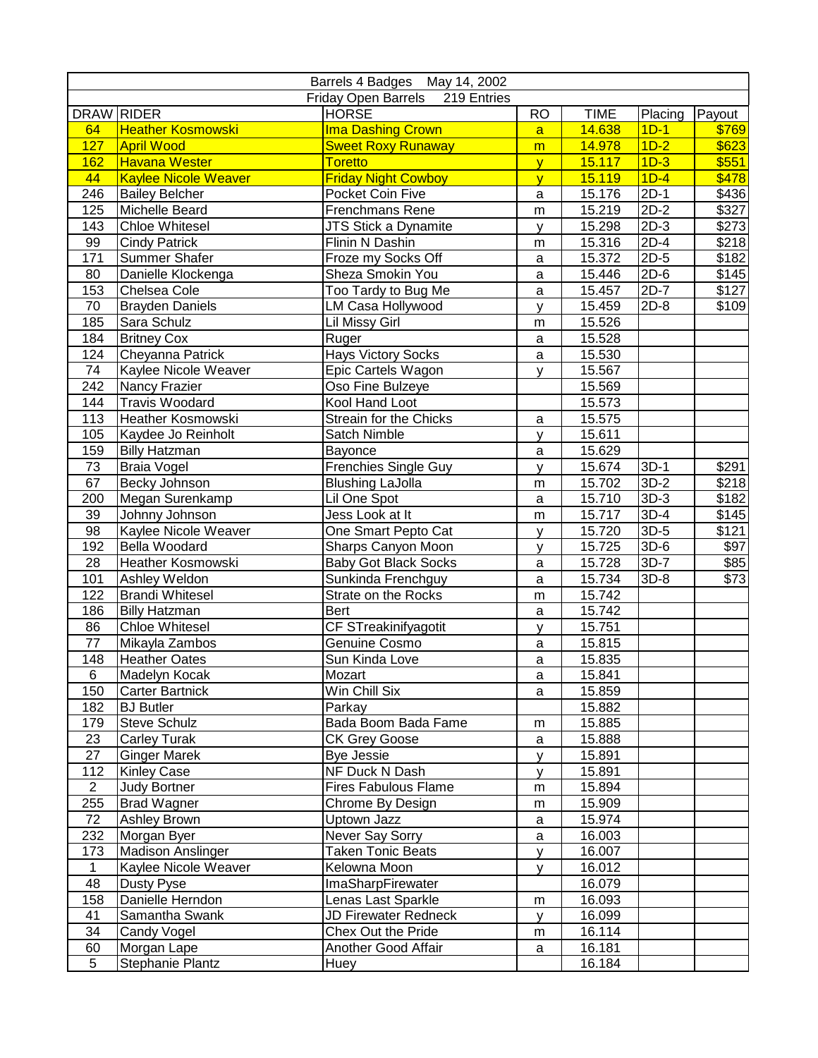| Barrels 4 Badges May 14, 2002 | | | | | | |
|---|---|---|---|---|---|---|
| Friday Open Barrels 219 Entries | | | | | | |
| DRAW | RIDER | HORSE | RO | TIME | Placing | Payout |
| 64 | Heather Kosmowski | Ima Dashing Crown | a | 14.638 | 1D-1 | $769 |
| 127 | April Wood | Sweet Roxy Runaway | m | 14.978 | 1D-2 | $623 |
| 162 | Havana Wester | Toretto | y | 15.117 | 1D-3 | $551 |
| 44 | Kaylee Nicole Weaver | Friday Night Cowboy | y | 15.119 | 1D-4 | $478 |
| 246 | Bailey Belcher | Pocket Coin Five | a | 15.176 | 2D-1 | $436 |
| 125 | Michelle Beard | Frenchmans Rene | m | 15.219 | 2D-2 | $327 |
| 143 | Chloe Whitesel | JTS Stick a Dynamite | y | 15.298 | 2D-3 | $273 |
| 99 | Cindy Patrick | Flinin N Dashin | m | 15.316 | 2D-4 | $218 |
| 171 | Summer Shafer | Froze my Socks Off | a | 15.372 | 2D-5 | $182 |
| 80 | Danielle Klockenga | Sheza Smokin You | a | 15.446 | 2D-6 | $145 |
| 153 | Chelsea Cole | Too Tardy to Bug Me | a | 15.457 | 2D-7 | $127 |
| 70 | Brayden Daniels | LM Casa Hollywood | y | 15.459 | 2D-8 | $109 |
| 185 | Sara Schulz | Lil Missy Girl | m | 15.526 | | |
| 184 | Britney Cox | Ruger | a | 15.528 | | |
| 124 | Cheyanna Patrick | Hays Victory Socks | a | 15.530 | | |
| 74 | Kaylee Nicole Weaver | Epic Cartels Wagon | y | 15.567 | | |
| 242 | Nancy Frazier | Oso Fine Bulzeye | | 15.569 | | |
| 144 | Travis Woodard | Kool Hand Loot | | 15.573 | | |
| 113 | Heather Kosmowski | Streain for the Chicks | a | 15.575 | | |
| 105 | Kaydee Jo Reinholt | Satch Nimble | y | 15.611 | | |
| 159 | Billy Hatzman | Bayonce | a | 15.629 | | |
| 73 | Braia Vogel | Frenchies Single Guy | y | 15.674 | 3D-1 | $291 |
| 67 | Becky Johnson | Blushing LaJolla | m | 15.702 | 3D-2 | $218 |
| 200 | Megan Surenkamp | Lil One Spot | a | 15.710 | 3D-3 | $182 |
| 39 | Johnny Johnson | Jess Look at It | m | 15.717 | 3D-4 | $145 |
| 98 | Kaylee Nicole Weaver | One Smart Pepto Cat | y | 15.720 | 3D-5 | $121 |
| 192 | Bella Woodard | Sharps Canyon Moon | y | 15.725 | 3D-6 | $97 |
| 28 | Heather Kosmowski | Baby Got Black Socks | a | 15.728 | 3D-7 | $85 |
| 101 | Ashley Weldon | Sunkinda Frenchguy | a | 15.734 | 3D-8 | $73 |
| 122 | Brandi Whitesel | Strate on the Rocks | m | 15.742 | | |
| 186 | Billy Hatzman | Bert | a | 15.742 | | |
| 86 | Chloe Whitesel | CF STreakinifyagotit | y | 15.751 | | |
| 77 | Mikayla Zambos | Genuine Cosmo | a | 15.815 | | |
| 148 | Heather Oates | Sun Kinda Love | a | 15.835 | | |
| 6 | Madelyn Kocak | Mozart | a | 15.841 | | |
| 150 | Carter Bartnick | Win Chill Six | a | 15.859 | | |
| 182 | BJ Butler | Parkay | | 15.882 | | |
| 179 | Steve Schulz | Bada Boom Bada Fame | m | 15.885 | | |
| 23 | Carley Turak | CK Grey Goose | a | 15.888 | | |
| 27 | Ginger Marek | Bye Jessie | y | 15.891 | | |
| 112 | Kinley Case | NF Duck N Dash | y | 15.891 | | |
| 2 | Judy Bortner | Fires Fabulous Flame | m | 15.894 | | |
| 255 | Brad Wagner | Chrome By Design | m | 15.909 | | |
| 72 | Ashley Brown | Uptown Jazz | a | 15.974 | | |
| 232 | Morgan Byer | Never Say Sorry | a | 16.003 | | |
| 173 | Madison Anslinger | Taken Tonic Beats | y | 16.007 | | |
| 1 | Kaylee Nicole Weaver | Kelowna Moon | y | 16.012 | | |
| 48 | Dusty Pyse | ImaSharpFirewater | | 16.079 | | |
| 158 | Danielle Herndon | Lenas Last Sparkle | m | 16.093 | | |
| 41 | Samantha Swank | JD Firewater Redneck | y | 16.099 | | |
| 34 | Candy Vogel | Chex Out the Pride | m | 16.114 | | |
| 60 | Morgan Lape | Another Good Affair | a | 16.181 | | |
| 5 | Stephanie Plantz | Huey | | 16.184 | | |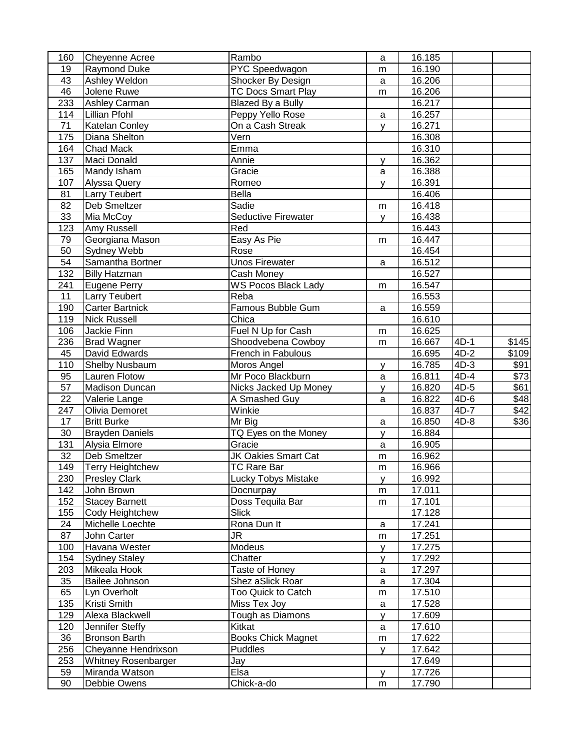| | | | | | | |
|---|---|---|---|---|---|---|
| 160 | Cheyenne Acree | Rambo | a | 16.185 | | |
| 19 | Raymond Duke | PYC Speedwagon | m | 16.190 | | |
| 43 | Ashley Weldon | Shocker By Design | a | 16.206 | | |
| 46 | Jolene Ruwe | TC Docs Smart Play | m | 16.206 | | |
| 233 | Ashley Carman | Blazed By a Bully | | 16.217 | | |
| 114 | Lillian Pfohl | Peppy Yello Rose | a | 16.257 | | |
| 71 | Katelan Conley | On a Cash Streak | y | 16.271 | | |
| 175 | Diana Shelton | Vern | | 16.308 | | |
| 164 | Chad Mack | Emma | | 16.310 | | |
| 137 | Maci Donald | Annie | y | 16.362 | | |
| 165 | Mandy Isham | Gracie | a | 16.388 | | |
| 107 | Alyssa Query | Romeo | y | 16.391 | | |
| 81 | Larry Teubert | Bella | | 16.406 | | |
| 82 | Deb Smeltzer | Sadie | m | 16.418 | | |
| 33 | Mia McCoy | Seductive Firewater | y | 16.438 | | |
| 123 | Amy Russell | Red | | 16.443 | | |
| 79 | Georgiana Mason | Easy As Pie | m | 16.447 | | |
| 50 | Sydney Webb | Rose | | 16.454 | | |
| 54 | Samantha Bortner | Unos Firewater | a | 16.512 | | |
| 132 | Billy Hatzman | Cash Money | | 16.527 | | |
| 241 | Eugene Perry | WS Pocos Black Lady | m | 16.547 | | |
| 11 | Larry Teubert | Reba | | 16.553 | | |
| 190 | Carter Bartnick | Famous Bubble Gum | a | 16.559 | | |
| 119 | Nick Russell | Chica | | 16.610 | | |
| 106 | Jackie Finn | Fuel N Up for Cash | m | 16.625 | | |
| 236 | Brad Wagner | Shoodvebena Cowboy | m | 16.667 | 4D-1 | $145 |
| 45 | David Edwards | French in Fabulous | | 16.695 | 4D-2 | $109 |
| 110 | Shelby Nusbaum | Moros Angel | y | 16.785 | 4D-3 | $91 |
| 95 | Lauren Flotow | Mr Poco Blackburn | a | 16.811 | 4D-4 | $73 |
| 57 | Madison Duncan | Nicks Jacked Up Money | y | 16.820 | 4D-5 | $61 |
| 22 | Valerie Lange | A Smashed Guy | a | 16.822 | 4D-6 | $48 |
| 247 | Olivia Demoret | Winkie | | 16.837 | 4D-7 | $42 |
| 17 | Britt Burke | Mr Big | a | 16.850 | 4D-8 | $36 |
| 30 | Brayden Daniels | TQ Eyes on the Money | y | 16.884 | | |
| 131 | Alysia Elmore | Gracie | a | 16.905 | | |
| 32 | Deb Smeltzer | JK Oakies Smart Cat | m | 16.962 | | |
| 149 | Terry Heightchew | TC Rare Bar | m | 16.966 | | |
| 230 | Presley Clark | Lucky Tobys Mistake | y | 16.992 | | |
| 142 | John Brown | Docnurpay | m | 17.011 | | |
| 152 | Stacey Barnett | Doss Tequila Bar | m | 17.101 | | |
| 155 | Cody Heightchew | Slick | | 17.128 | | |
| 24 | Michelle Loechte | Rona Dun It | a | 17.241 | | |
| 87 | John Carter | JR | m | 17.251 | | |
| 100 | Havana Wester | Modeus | y | 17.275 | | |
| 154 | Sydney Staley | Chatter | y | 17.292 | | |
| 203 | Mikeala Hook | Taste of Honey | a | 17.297 | | |
| 35 | Bailee Johnson | Shez aSlick Roar | a | 17.304 | | |
| 65 | Lyn Overholt | Too Quick to Catch | m | 17.510 | | |
| 135 | Kristi Smith | Miss Tex Joy | a | 17.528 | | |
| 129 | Alexa Blackwell | Tough as Diamons | y | 17.609 | | |
| 120 | Jennifer Steffy | Kitkat | a | 17.610 | | |
| 36 | Bronson Barth | Books Chick Magnet | m | 17.622 | | |
| 256 | Cheyanne Hendrixson | Puddles | y | 17.642 | | |
| 253 | Whitney Rosenbarger | Jay | | 17.649 | | |
| 59 | Miranda Watson | Elsa | y | 17.726 | | |
| 90 | Debbie Owens | Chick-a-do | m | 17.790 | | |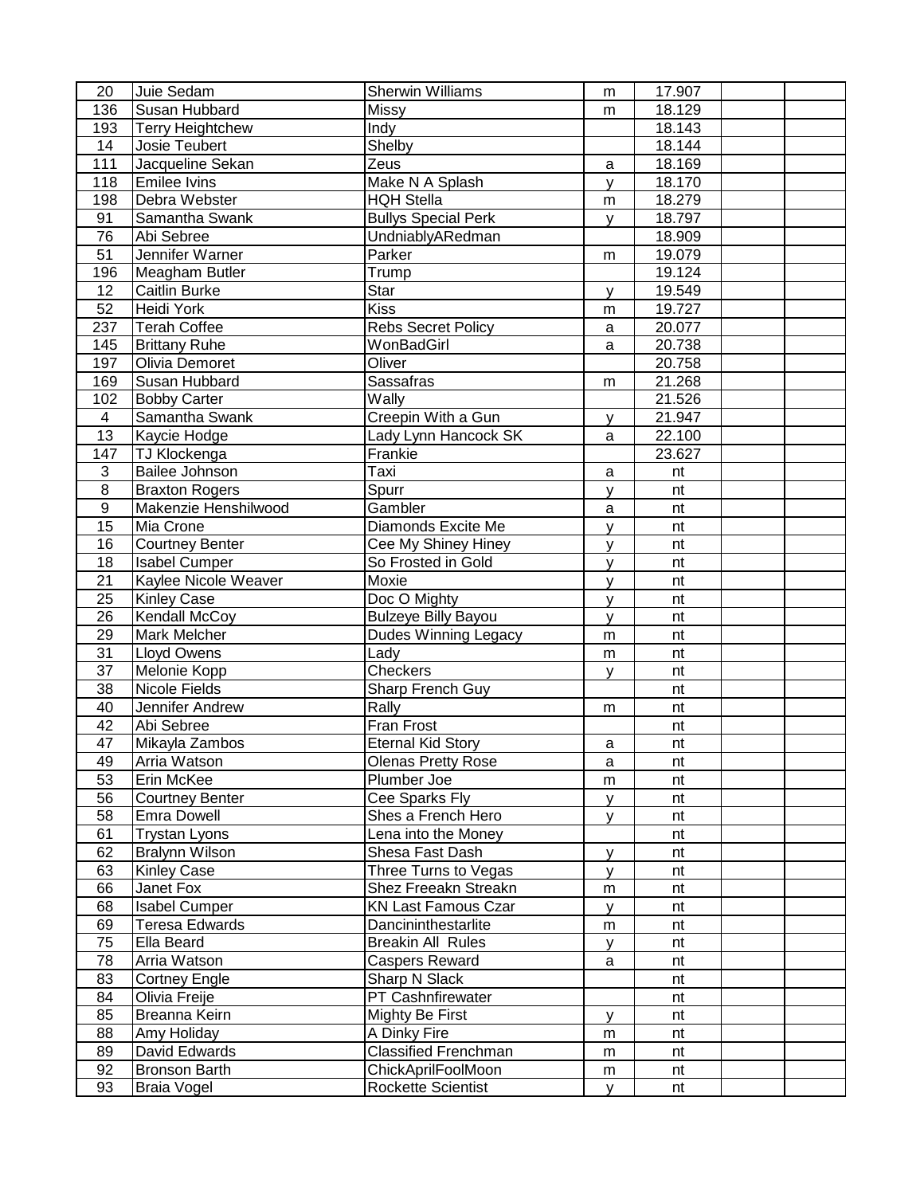| 20 | Juie Sedam | Sherwin Williams | m | 17.907 | | |
|---|---|---|---|---|---|---|
| 136 | Susan Hubbard | Missy | m | 18.129 | | |
| 193 | Terry Heightchew | Indy | | 18.143 | | |
| 14 | Josie Teubert | Shelby | | 18.144 | | |
| 111 | Jacqueline Sekan | Zeus | a | 18.169 | | |
| 118 | Emilee Ivins | Make N A Splash | y | 18.170 | | |
| 198 | Debra Webster | HQH Stella | m | 18.279 | | |
| 91 | Samantha Swank | Bullys Special Perk | y | 18.797 | | |
| 76 | Abi Sebree | UndniablyARedman | | 18.909 | | |
| 51 | Jennifer Warner | Parker | m | 19.079 | | |
| 196 | Meagham Butler | Trump | | 19.124 | | |
| 12 | Caitlin Burke | Star | y | 19.549 | | |
| 52 | Heidi York | Kiss | m | 19.727 | | |
| 237 | Terah Coffee | Rebs Secret Policy | a | 20.077 | | |
| 145 | Brittany Ruhe | WonBadGirl | a | 20.738 | | |
| 197 | Olivia Demoret | Oliver | | 20.758 | | |
| 169 | Susan Hubbard | Sassafras | m | 21.268 | | |
| 102 | Bobby Carter | Wally | | 21.526 | | |
| 4 | Samantha Swank | Creepin With a Gun | y | 21.947 | | |
| 13 | Kaycie Hodge | Lady Lynn Hancock SK | a | 22.100 | | |
| 147 | TJ Klockenga | Frankie | | 23.627 | | |
| 3 | Bailee Johnson | Taxi | a | nt | | |
| 8 | Braxton Rogers | Spurr | y | nt | | |
| 9 | Makenzie Henshilwood | Gambler | a | nt | | |
| 15 | Mia Crone | Diamonds Excite Me | y | nt | | |
| 16 | Courtney Benter | Cee My Shiney Hiney | y | nt | | |
| 18 | Isabel Cumper | So Frosted in Gold | y | nt | | |
| 21 | Kaylee Nicole Weaver | Moxie | y | nt | | |
| 25 | Kinley Case | Doc O Mighty | y | nt | | |
| 26 | Kendall McCoy | Bulzeye Billy Bayou | y | nt | | |
| 29 | Mark Melcher | Dudes Winning Legacy | m | nt | | |
| 31 | Lloyd Owens | Lady | m | nt | | |
| 37 | Melonie Kopp | Checkers | y | nt | | |
| 38 | Nicole Fields | Sharp French Guy | | nt | | |
| 40 | Jennifer Andrew | Rally | m | nt | | |
| 42 | Abi Sebree | Fran Frost | | nt | | |
| 47 | Mikayla Zambos | Eternal Kid Story | a | nt | | |
| 49 | Arria Watson | Olenas Pretty Rose | a | nt | | |
| 53 | Erin McKee | Plumber Joe | m | nt | | |
| 56 | Courtney Benter | Cee Sparks Fly | y | nt | | |
| 58 | Emra Dowell | Shes a French Hero | y | nt | | |
| 61 | Trystan Lyons | Lena into the Money | | nt | | |
| 62 | Bralynn Wilson | Shesa Fast Dash | y | nt | | |
| 63 | Kinley Case | Three Turns to Vegas | y | nt | | |
| 66 | Janet Fox | Shez Freeakn Streakn | m | nt | | |
| 68 | Isabel Cumper | KN Last Famous Czar | y | nt | | |
| 69 | Teresa Edwards | Dancininthestarlite | m | nt | | |
| 75 | Ella Beard | Breakin All Rules | y | nt | | |
| 78 | Arria Watson | Caspers Reward | a | nt | | |
| 83 | Cortney Engle | Sharp N Slack | | nt | | |
| 84 | Olivia Freije | PT Cashnfirewater | | nt | | |
| 85 | Breanna Keirn | Mighty Be First | y | nt | | |
| 88 | Amy Holiday | A Dinky Fire | m | nt | | |
| 89 | David Edwards | Classified Frenchman | m | nt | | |
| 92 | Bronson Barth | ChickAprilFoolMoon | m | nt | | |
| 93 | Braia Vogel | Rockette Scientist | y | nt | | |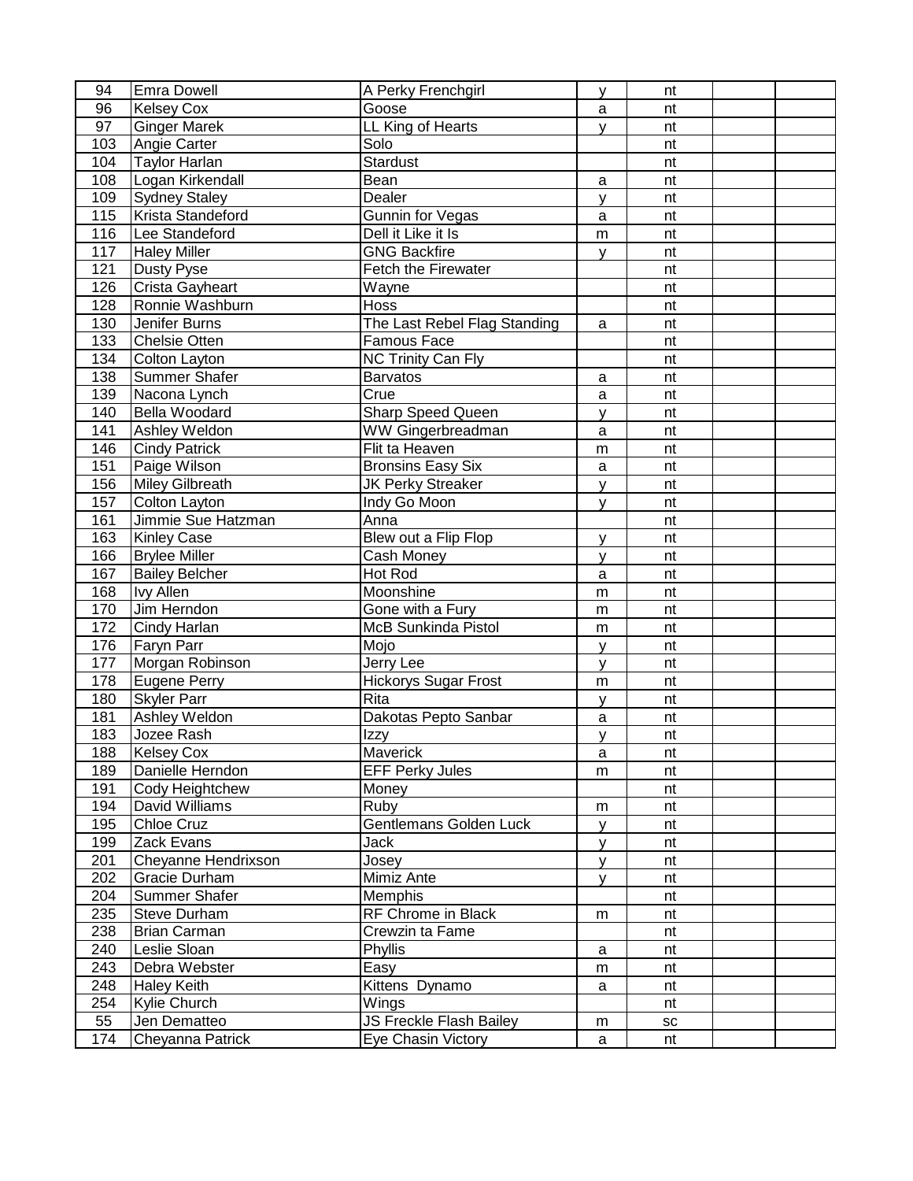| 94 | Emra Dowell | A Perky Frenchgirl | y | nt | | |
|---|---|---|---|---|---|---|
| 96 | Kelsey Cox | Goose | a | nt | | |
| 97 | Ginger Marek | LL King of Hearts | y | nt | | |
| 103 | Angie Carter | Solo | | nt | | |
| 104 | Taylor Harlan | Stardust | | nt | | |
| 108 | Logan Kirkendall | Bean | a | nt | | |
| 109 | Sydney Staley | Dealer | y | nt | | |
| 115 | Krista Standeford | Gunnin for Vegas | a | nt | | |
| 116 | Lee Standeford | Dell it Like it Is | m | nt | | |
| 117 | Haley Miller | GNG Backfire | y | nt | | |
| 121 | Dusty Pyse | Fetch the Firewater | | nt | | |
| 126 | Crista Gayheart | Wayne | | nt | | |
| 128 | Ronnie Washburn | Hoss | | nt | | |
| 130 | Jenifer Burns | The Last Rebel Flag Standing | a | nt | | |
| 133 | Chelsie Otten | Famous Face | | nt | | |
| 134 | Colton Layton | NC Trinity Can Fly | | nt | | |
| 138 | Summer Shafer | Barvatos | a | nt | | |
| 139 | Nacona Lynch | Crue | a | nt | | |
| 140 | Bella Woodard | Sharp Speed Queen | y | nt | | |
| 141 | Ashley Weldon | WW Gingerbreadman | a | nt | | |
| 146 | Cindy Patrick | Flit ta Heaven | m | nt | | |
| 151 | Paige Wilson | Bronsins Easy Six | a | nt | | |
| 156 | Miley Gilbreath | JK Perky Streaker | y | nt | | |
| 157 | Colton Layton | Indy Go Moon | y | nt | | |
| 161 | Jimmie Sue Hatzman | Anna | | nt | | |
| 163 | Kinley Case | Blew out a Flip Flop | y | nt | | |
| 166 | Brylee Miller | Cash Money | y | nt | | |
| 167 | Bailey Belcher | Hot Rod | a | nt | | |
| 168 | Ivy Allen | Moonshine | m | nt | | |
| 170 | Jim Herndon | Gone with a Fury | m | nt | | |
| 172 | Cindy Harlan | McB Sunkinda Pistol | m | nt | | |
| 176 | Faryn Parr | Mojo | y | nt | | |
| 177 | Morgan Robinson | Jerry Lee | y | nt | | |
| 178 | Eugene Perry | Hickorys Sugar Frost | m | nt | | |
| 180 | Skyler Parr | Rita | y | nt | | |
| 181 | Ashley Weldon | Dakotas Pepto Sanbar | a | nt | | |
| 183 | Jozee Rash | Izzy | y | nt | | |
| 188 | Kelsey Cox | Maverick | a | nt | | |
| 189 | Danielle Herndon | EFF Perky Jules | m | nt | | |
| 191 | Cody Heightchew | Money | | nt | | |
| 194 | David Williams | Ruby | m | nt | | |
| 195 | Chloe Cruz | Gentlemans Golden Luck | y | nt | | |
| 199 | Zack Evans | Jack | y | nt | | |
| 201 | Cheyanne Hendrixson | Josey | y | nt | | |
| 202 | Gracie Durham | Mimiz Ante | y | nt | | |
| 204 | Summer Shafer | Memphis | | nt | | |
| 235 | Steve Durham | RF Chrome in Black | m | nt | | |
| 238 | Brian Carman | Crewzin ta Fame | | nt | | |
| 240 | Leslie Sloan | Phyllis | a | nt | | |
| 243 | Debra Webster | Easy | m | nt | | |
| 248 | Haley Keith | Kittens Dynamo | a | nt | | |
| 254 | Kylie Church | Wings | | nt | | |
| 55 | Jen Dematteo | JS Freckle Flash Bailey | m | sc | | |
| 174 | Cheyanna Patrick | Eye Chasin Victory | a | nt | | |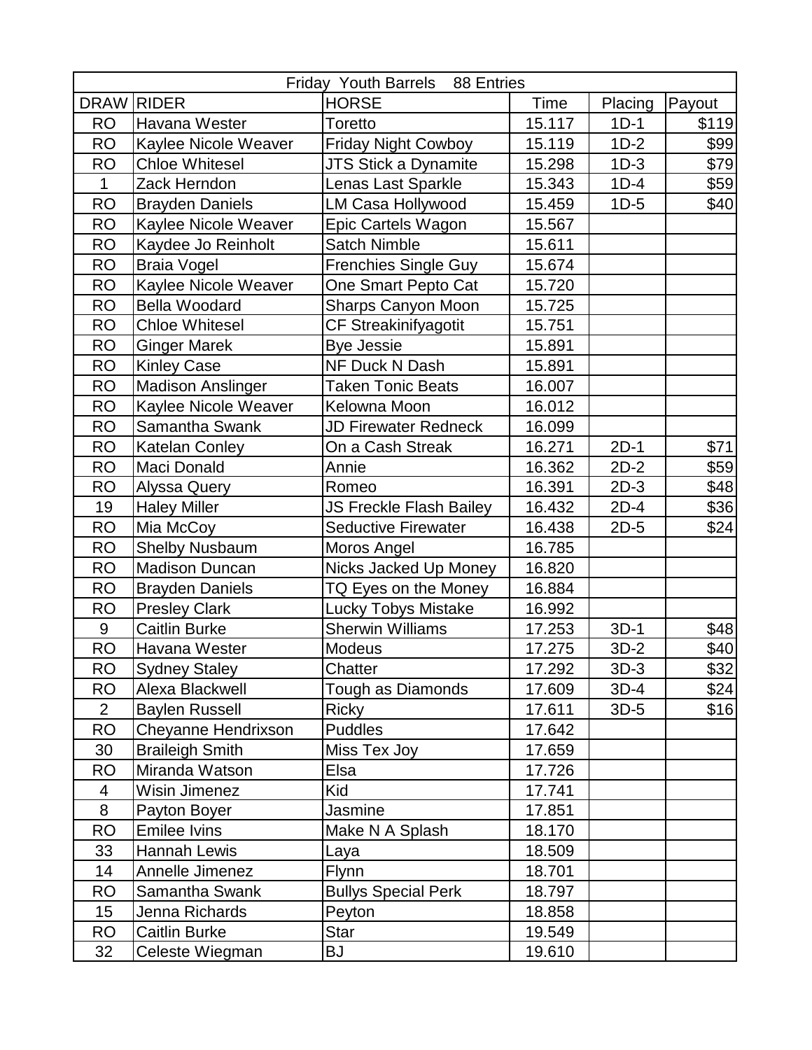| Friday Youth Barrels 88 Entries | | | | | |
|---|---|---|---|---|---|
| DRAW | RIDER | HORSE | Time | Placing | Payout |
| RO | Havana Wester | Toretto | 15.117 | 1D-1 | $119 |
| RO | Kaylee Nicole Weaver | Friday Night Cowboy | 15.119 | 1D-2 | $99 |
| RO | Chloe Whitesel | JTS Stick a Dynamite | 15.298 | 1D-3 | $79 |
| 1 | Zack Herndon | Lenas Last Sparkle | 15.343 | 1D-4 | $59 |
| RO | Brayden Daniels | LM Casa Hollywood | 15.459 | 1D-5 | $40 |
| RO | Kaylee Nicole Weaver | Epic Cartels Wagon | 15.567 | | |
| RO | Kaydee Jo Reinholt | Satch Nimble | 15.611 | | |
| RO | Braia Vogel | Frenchies Single Guy | 15.674 | | |
| RO | Kaylee Nicole Weaver | One Smart Pepto Cat | 15.720 | | |
| RO | Bella Woodard | Sharps Canyon Moon | 15.725 | | |
| RO | Chloe Whitesel | CF Streakinifyagotit | 15.751 | | |
| RO | Ginger Marek | Bye Jessie | 15.891 | | |
| RO | Kinley Case | NF Duck N Dash | 15.891 | | |
| RO | Madison Anslinger | Taken Tonic Beats | 16.007 | | |
| RO | Kaylee Nicole Weaver | Kelowna Moon | 16.012 | | |
| RO | Samantha Swank | JD Firewater Redneck | 16.099 | | |
| RO | Katelan Conley | On a Cash Streak | 16.271 | 2D-1 | $71 |
| RO | Maci Donald | Annie | 16.362 | 2D-2 | $59 |
| RO | Alyssa Query | Romeo | 16.391 | 2D-3 | $48 |
| 19 | Haley Miller | JS Freckle Flash Bailey | 16.432 | 2D-4 | $36 |
| RO | Mia McCoy | Seductive Firewater | 16.438 | 2D-5 | $24 |
| RO | Shelby Nusbaum | Moros Angel | 16.785 | | |
| RO | Madison Duncan | Nicks Jacked Up Money | 16.820 | | |
| RO | Brayden Daniels | TQ Eyes on the Money | 16.884 | | |
| RO | Presley Clark | Lucky Tobys Mistake | 16.992 | | |
| 9 | Caitlin Burke | Sherwin Williams | 17.253 | 3D-1 | $48 |
| RO | Havana Wester | Modeus | 17.275 | 3D-2 | $40 |
| RO | Sydney Staley | Chatter | 17.292 | 3D-3 | $32 |
| RO | Alexa Blackwell | Tough as Diamonds | 17.609 | 3D-4 | $24 |
| 2 | Baylen Russell | Ricky | 17.611 | 3D-5 | $16 |
| RO | Cheyanne Hendrixson | Puddles | 17.642 | | |
| 30 | Braileigh Smith | Miss Tex Joy | 17.659 | | |
| RO | Miranda Watson | Elsa | 17.726 | | |
| 4 | Wisin Jimenez | Kid | 17.741 | | |
| 8 | Payton Boyer | Jasmine | 17.851 | | |
| RO | Emilee Ivins | Make N A Splash | 18.170 | | |
| 33 | Hannah Lewis | Laya | 18.509 | | |
| 14 | Annelle Jimenez | Flynn | 18.701 | | |
| RO | Samantha Swank | Bullys Special Perk | 18.797 | | |
| 15 | Jenna Richards | Peyton | 18.858 | | |
| RO | Caitlin Burke | Star | 19.549 | | |
| 32 | Celeste Wiegman | BJ | 19.610 | | |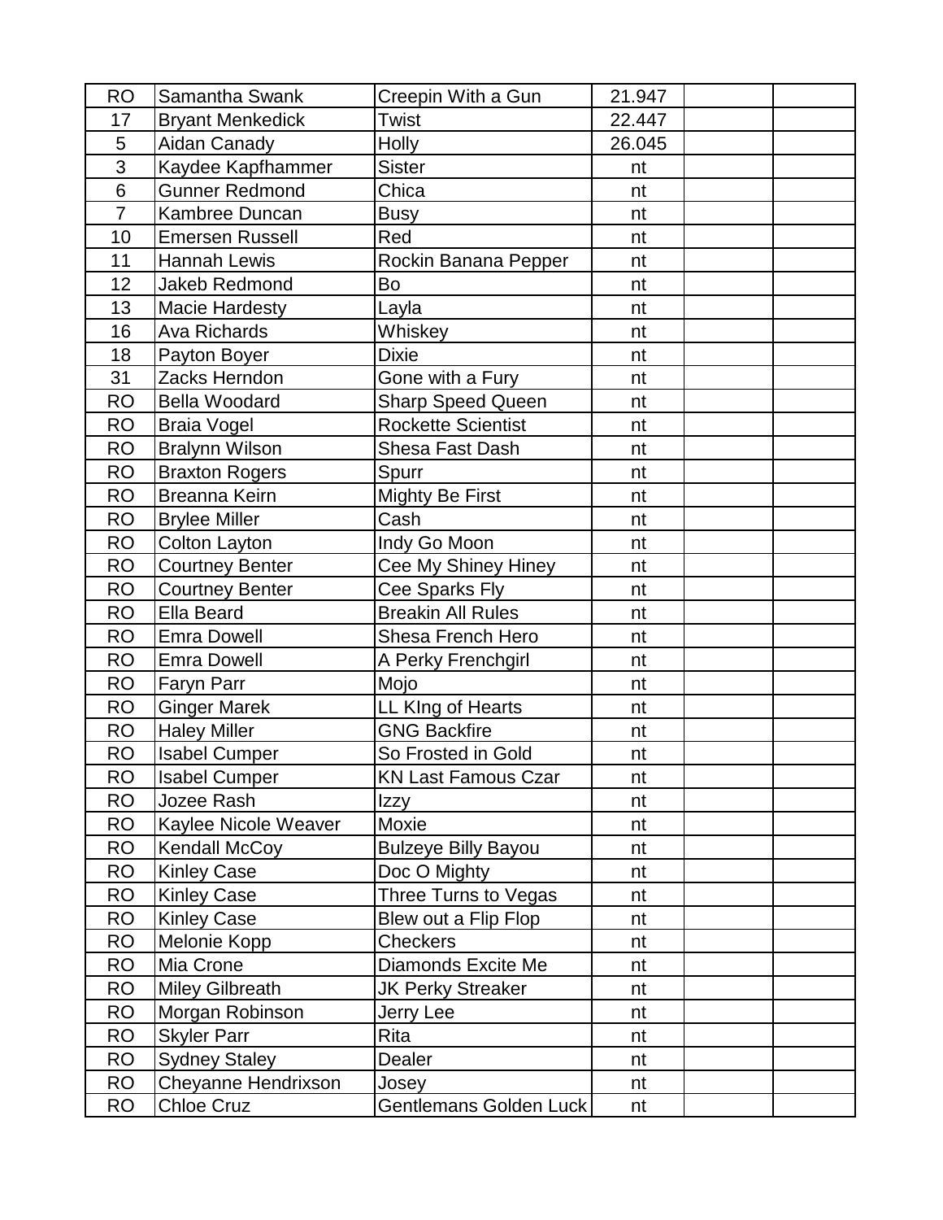| RO | Samantha Swank | Creepin With a Gun | 21.947 | | |
|---|---|---|---|---|---|
| 17 | Bryant Menkedick | Twist | 22.447 | | |
| 5 | Aidan Canady | Holly | 26.045 | | |
| 3 | Kaydee Kapfhammer | Sister | nt | | |
| 6 | Gunner Redmond | Chica | nt | | |
| 7 | Kambree Duncan | Busy | nt | | |
| 10 | Emersen Russell | Red | nt | | |
| 11 | Hannah Lewis | Rockin Banana Pepper | nt | | |
| 12 | Jakeb Redmond | Bo | nt | | |
| 13 | Macie Hardesty | Layla | nt | | |
| 16 | Ava Richards | Whiskey | nt | | |
| 18 | Payton Boyer | Dixie | nt | | |
| 31 | Zacks Herndon | Gone with a Fury | nt | | |
| RO | Bella Woodard | Sharp Speed Queen | nt | | |
| RO | Braia Vogel | Rockette Scientist | nt | | |
| RO | Bralynn Wilson | Shesa Fast Dash | nt | | |
| RO | Braxton Rogers | Spurr | nt | | |
| RO | Breanna Keirn | Mighty Be First | nt | | |
| RO | Brylee Miller | Cash | nt | | |
| RO | Colton Layton | Indy Go Moon | nt | | |
| RO | Courtney Benter | Cee My Shiney Hiney | nt | | |
| RO | Courtney Benter | Cee Sparks Fly | nt | | |
| RO | Ella Beard | Breakin All Rules | nt | | |
| RO | Emra Dowell | Shesa French Hero | nt | | |
| RO | Emra Dowell | A Perky Frenchgirl | nt | | |
| RO | Faryn Parr | Mojo | nt | | |
| RO | Ginger Marek | LL KIng of Hearts | nt | | |
| RO | Haley Miller | GNG Backfire | nt | | |
| RO | Isabel Cumper | So Frosted in Gold | nt | | |
| RO | Isabel Cumper | KN Last Famous Czar | nt | | |
| RO | Jozee Rash | Izzy | nt | | |
| RO | Kaylee Nicole Weaver | Moxie | nt | | |
| RO | Kendall McCoy | Bulzeye Billy Bayou | nt | | |
| RO | Kinley Case | Doc O Mighty | nt | | |
| RO | Kinley Case | Three Turns to Vegas | nt | | |
| RO | Kinley Case | Blew out a Flip Flop | nt | | |
| RO | Melonie Kopp | Checkers | nt | | |
| RO | Mia Crone | Diamonds Excite Me | nt | | |
| RO | Miley Gilbreath | JK Perky Streaker | nt | | |
| RO | Morgan Robinson | Jerry Lee | nt | | |
| RO | Skyler Parr | Rita | nt | | |
| RO | Sydney Staley | Dealer | nt | | |
| RO | Cheyanne Hendrixson | Josey | nt | | |
| RO | Chloe Cruz | Gentlemans Golden Luck | nt | | |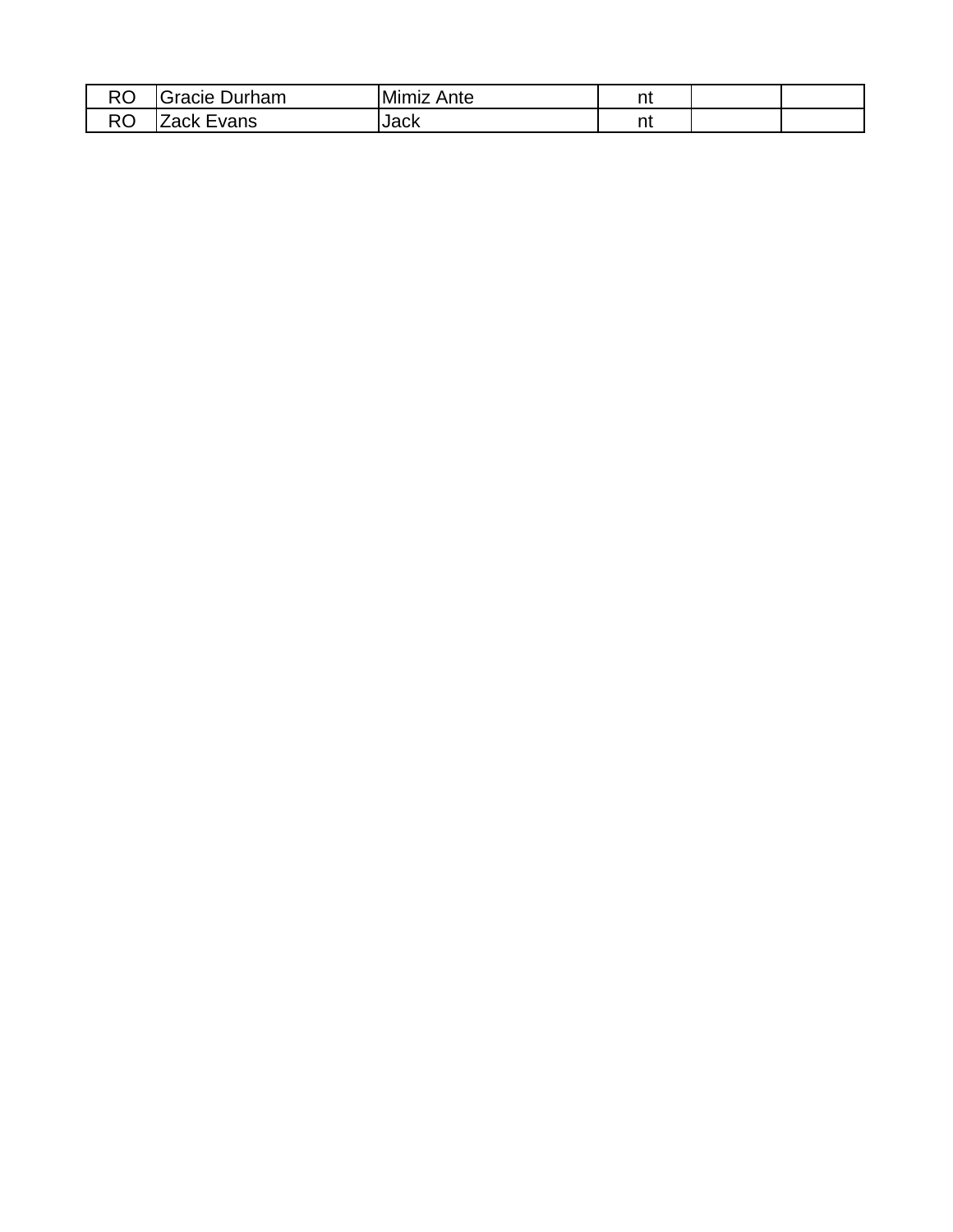| | | | | | |
|---|---|---|---|---|---|
| RO | Gracie Durham | Mimiz Ante | nt | | |
| RO | Zack Evans | Jack | nt | | |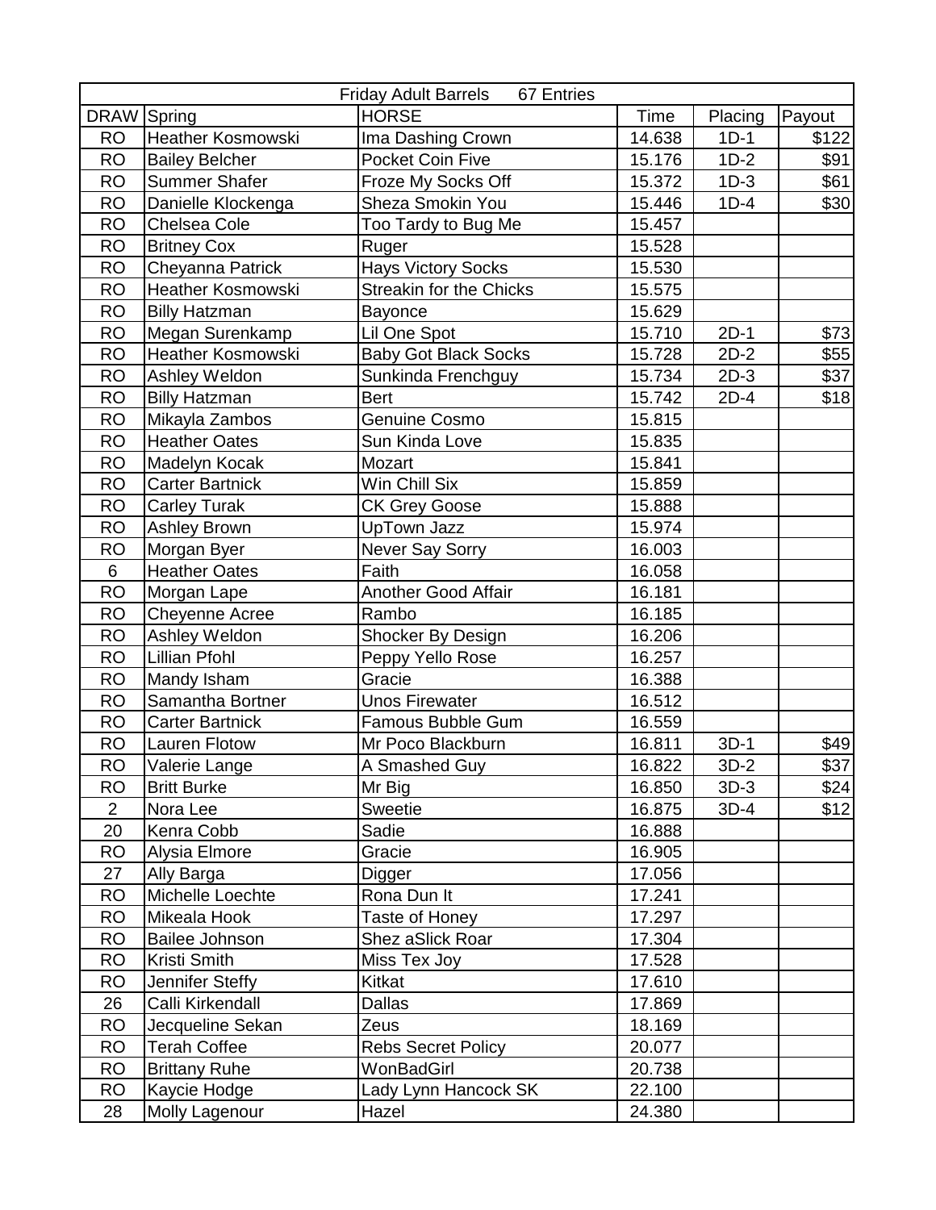| Friday Adult Barrels 67 Entries | | | | | |
|---|---|---|---|---|---|
| DRAW | Spring | HORSE | Time | Placing | Payout |
| RO | Heather Kosmowski | Ima Dashing Crown | 14.638 | 1D-1 | $122 |
| RO | Bailey Belcher | Pocket Coin Five | 15.176 | 1D-2 | $91 |
| RO | Summer Shafer | Froze My Socks Off | 15.372 | 1D-3 | $61 |
| RO | Danielle Klockenga | Sheza Smokin You | 15.446 | 1D-4 | $30 |
| RO | Chelsea Cole | Too Tardy to Bug Me | 15.457 | | |
| RO | Britney Cox | Ruger | 15.528 | | |
| RO | Cheyanna Patrick | Hays Victory Socks | 15.530 | | |
| RO | Heather Kosmowski | Streakin for the Chicks | 15.575 | | |
| RO | Billy Hatzman | Bayonce | 15.629 | | |
| RO | Megan Surenkamp | Lil One Spot | 15.710 | 2D-1 | $73 |
| RO | Heather Kosmowski | Baby Got Black Socks | 15.728 | 2D-2 | $55 |
| RO | Ashley Weldon | Sunkinda Frenchguy | 15.734 | 2D-3 | $37 |
| RO | Billy Hatzman | Bert | 15.742 | 2D-4 | $18 |
| RO | Mikayla Zambos | Genuine Cosmo | 15.815 | | |
| RO | Heather Oates | Sun Kinda Love | 15.835 | | |
| RO | Madelyn Kocak | Mozart | 15.841 | | |
| RO | Carter Bartnick | Win Chill Six | 15.859 | | |
| RO | Carley Turak | CK Grey Goose | 15.888 | | |
| RO | Ashley Brown | UpTown Jazz | 15.974 | | |
| RO | Morgan Byer | Never Say Sorry | 16.003 | | |
| 6 | Heather Oates | Faith | 16.058 | | |
| RO | Morgan Lape | Another Good Affair | 16.181 | | |
| RO | Cheyenne Acree | Rambo | 16.185 | | |
| RO | Ashley Weldon | Shocker By Design | 16.206 | | |
| RO | Lillian Pfohl | Peppy Yello Rose | 16.257 | | |
| RO | Mandy Isham | Gracie | 16.388 | | |
| RO | Samantha Bortner | Unos Firewater | 16.512 | | |
| RO | Carter Bartnick | Famous Bubble Gum | 16.559 | | |
| RO | Lauren Flotow | Mr Poco Blackburn | 16.811 | 3D-1 | $49 |
| RO | Valerie Lange | A Smashed Guy | 16.822 | 3D-2 | $37 |
| RO | Britt Burke | Mr Big | 16.850 | 3D-3 | $24 |
| 2 | Nora Lee | Sweetie | 16.875 | 3D-4 | $12 |
| 20 | Kenra Cobb | Sadie | 16.888 | | |
| RO | Alysia Elmore | Gracie | 16.905 | | |
| 27 | Ally Barga | Digger | 17.056 | | |
| RO | Michelle Loechte | Rona Dun It | 17.241 | | |
| RO | Mikeala Hook | Taste of Honey | 17.297 | | |
| RO | Bailee Johnson | Shez aSlick Roar | 17.304 | | |
| RO | Kristi Smith | Miss Tex Joy | 17.528 | | |
| RO | Jennifer Steffy | Kitkat | 17.610 | | |
| 26 | Calli Kirkendall | Dallas | 17.869 | | |
| RO | Jecqueline Sekan | Zeus | 18.169 | | |
| RO | Terah Coffee | Rebs Secret Policy | 20.077 | | |
| RO | Brittany Ruhe | WonBadGirl | 20.738 | | |
| RO | Kaycie Hodge | Lady Lynn Hancock SK | 22.100 | | |
| 28 | Molly Lagenour | Hazel | 24.380 | | |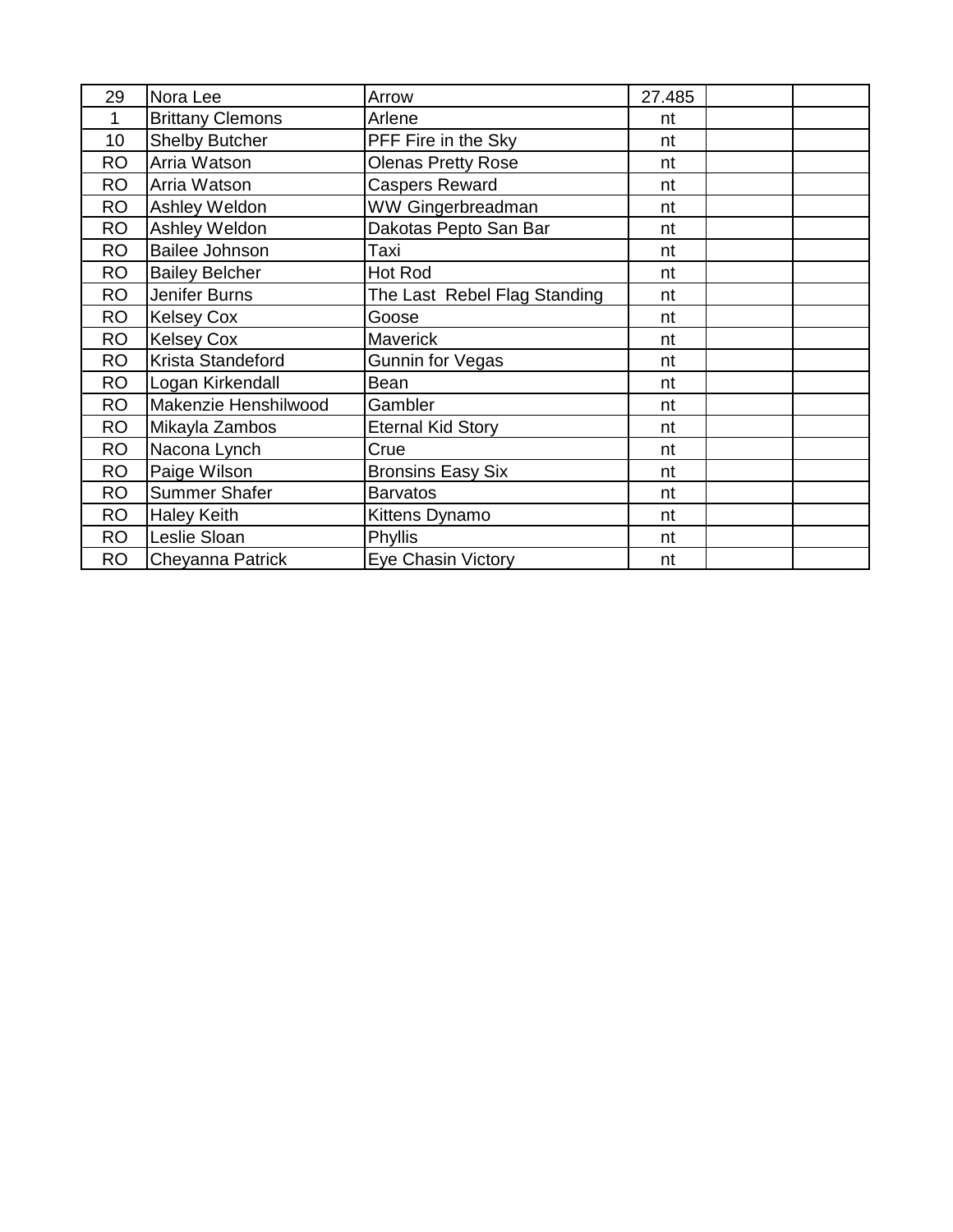| | | | | | |
|---|---|---|---|---|---|
| 29 | Nora Lee | Arrow | 27.485 | | |
| 1 | Brittany Clemons | Arlene | nt | | |
| 10 | Shelby Butcher | PFF Fire in the Sky | nt | | |
| RO | Arria Watson | Olenas Pretty Rose | nt | | |
| RO | Arria Watson | Caspers Reward | nt | | |
| RO | Ashley Weldon | WW Gingerbreadman | nt | | |
| RO | Ashley Weldon | Dakotas Pepto San Bar | nt | | |
| RO | Bailee Johnson | Taxi | nt | | |
| RO | Bailey Belcher | Hot Rod | nt | | |
| RO | Jenifer Burns | The Last  Rebel Flag Standing | nt | | |
| RO | Kelsey Cox | Goose | nt | | |
| RO | Kelsey Cox | Maverick | nt | | |
| RO | Krista Standeford | Gunnin for Vegas | nt | | |
| RO | Logan Kirkendall | Bean | nt | | |
| RO | Makenzie Henshilwood | Gambler | nt | | |
| RO | Mikayla Zambos | Eternal Kid Story | nt | | |
| RO | Nacona Lynch | Crue | nt | | |
| RO | Paige Wilson | Bronsins Easy Six | nt | | |
| RO | Summer Shafer | Barvatos | nt | | |
| RO | Haley Keith | Kittens Dynamo | nt | | |
| RO | Leslie Sloan | Phyllis | nt | | |
| RO | Cheyanna Patrick | Eye Chasin Victory | nt | | |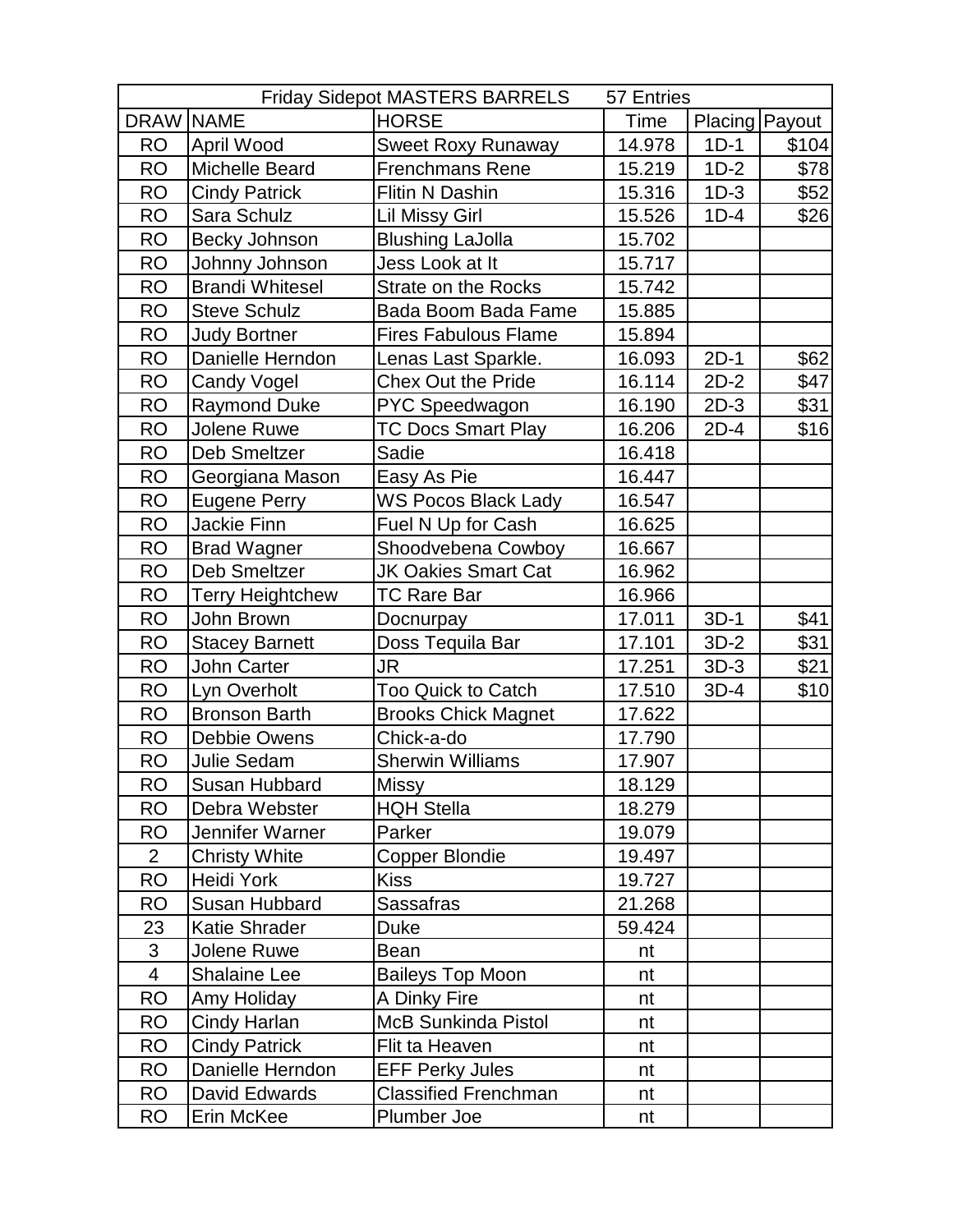| Friday Sidepot MASTERS BARRELS 57 Entries | | | | | |
|---|---|---|---|---|---|
| DRAW | NAME | HORSE | Time | Placing | Payout |
| RO | April Wood | Sweet Roxy Runaway | 14.978 | 1D-1 | $104 |
| RO | Michelle Beard | Frenchmans Rene | 15.219 | 1D-2 | $78 |
| RO | Cindy Patrick | Flitin N Dashin | 15.316 | 1D-3 | $52 |
| RO | Sara Schulz | Lil Missy Girl | 15.526 | 1D-4 | $26 |
| RO | Becky Johnson | Blushing LaJolla | 15.702 | | |
| RO | Johnny Johnson | Jess Look at It | 15.717 | | |
| RO | Brandi Whitesel | Strate on the Rocks | 15.742 | | |
| RO | Steve Schulz | Bada Boom Bada Fame | 15.885 | | |
| RO | Judy Bortner | Fires Fabulous Flame | 15.894 | | |
| RO | Danielle Herndon | Lenas Last Sparkle. | 16.093 | 2D-1 | $62 |
| RO | Candy Vogel | Chex Out the Pride | 16.114 | 2D-2 | $47 |
| RO | Raymond Duke | PYC Speedwagon | 16.190 | 2D-3 | $31 |
| RO | Jolene Ruwe | TC Docs Smart Play | 16.206 | 2D-4 | $16 |
| RO | Deb Smeltzer | Sadie | 16.418 | | |
| RO | Georgiana Mason | Easy As Pie | 16.447 | | |
| RO | Eugene Perry | WS Pocos Black Lady | 16.547 | | |
| RO | Jackie Finn | Fuel N Up for Cash | 16.625 | | |
| RO | Brad Wagner | Shoodvebena Cowboy | 16.667 | | |
| RO | Deb Smeltzer | JK Oakies Smart Cat | 16.962 | | |
| RO | Terry Heightchew | TC Rare Bar | 16.966 | | |
| RO | John Brown | Docnurpay | 17.011 | 3D-1 | $41 |
| RO | Stacey Barnett | Doss Tequila Bar | 17.101 | 3D-2 | $31 |
| RO | John Carter | JR | 17.251 | 3D-3 | $21 |
| RO | Lyn Overholt | Too Quick to Catch | 17.510 | 3D-4 | $10 |
| RO | Bronson Barth | Brooks Chick Magnet | 17.622 | | |
| RO | Debbie Owens | Chick-a-do | 17.790 | | |
| RO | Julie Sedam | Sherwin Williams | 17.907 | | |
| RO | Susan Hubbard | Missy | 18.129 | | |
| RO | Debra Webster | HQH Stella | 18.279 | | |
| RO | Jennifer Warner | Parker | 19.079 | | |
| 2 | Christy White | Copper Blondie | 19.497 | | |
| RO | Heidi York | Kiss | 19.727 | | |
| RO | Susan Hubbard | Sassafras | 21.268 | | |
| 23 | Katie Shrader | Duke | 59.424 | | |
| 3 | Jolene Ruwe | Bean | nt | | |
| 4 | Shalaine Lee | Baileys Top Moon | nt | | |
| RO | Amy Holiday | A Dinky Fire | nt | | |
| RO | Cindy Harlan | McB Sunkinda Pistol | nt | | |
| RO | Cindy Patrick | Flit ta Heaven | nt | | |
| RO | Danielle Herndon | EFF Perky Jules | nt | | |
| RO | David Edwards | Classified Frenchman | nt | | |
| RO | Erin McKee | Plumber Joe | nt | | |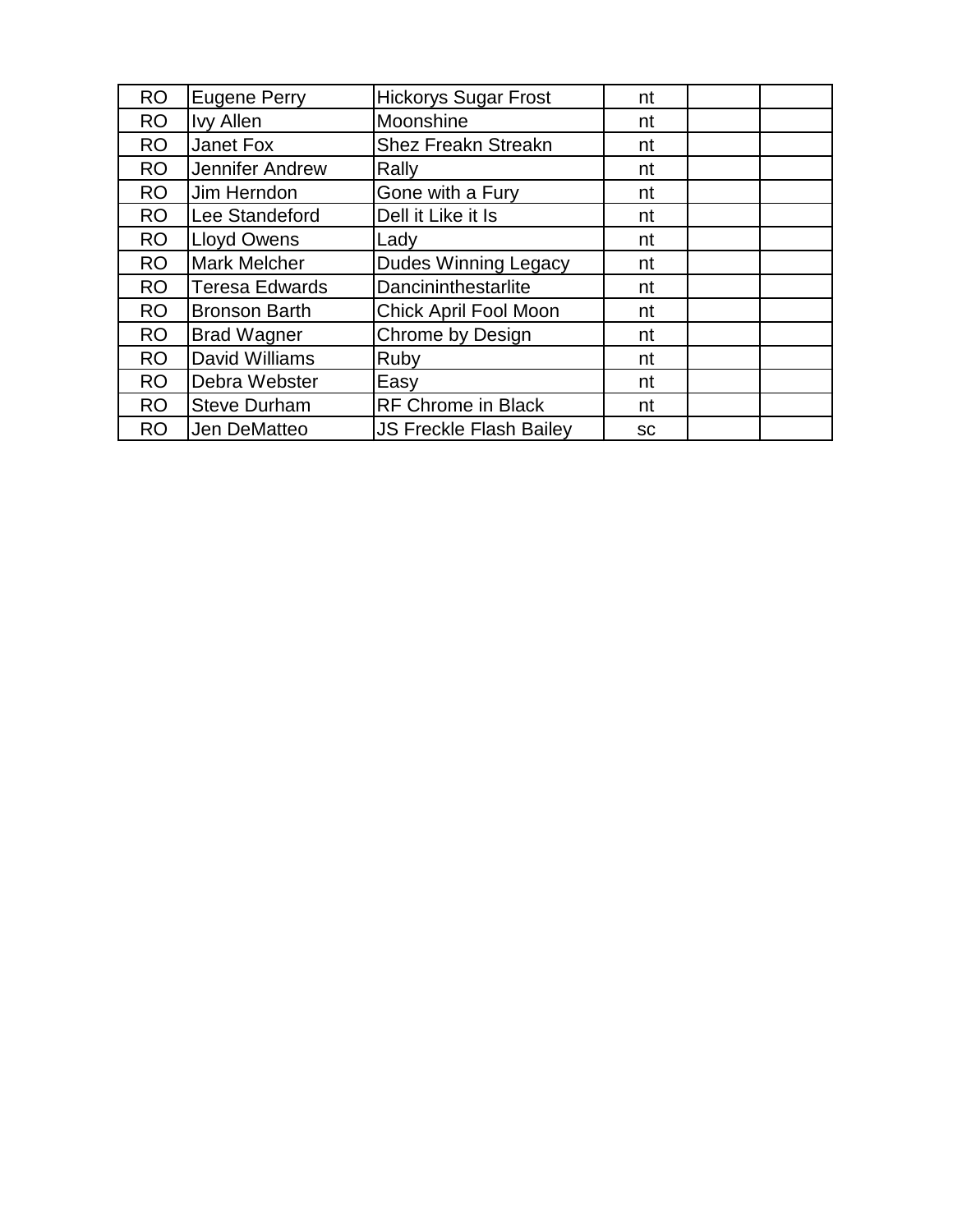| | | | | | |
|---|---|---|---|---|---|
| RO | Eugene Perry | Hickorys Sugar Frost | nt | | |
| RO | Ivy Allen | Moonshine | nt | | |
| RO | Janet Fox | Shez Freakn Streakn | nt | | |
| RO | Jennifer Andrew | Rally | nt | | |
| RO | Jim Herndon | Gone with a Fury | nt | | |
| RO | Lee Standeford | Dell it Like it Is | nt | | |
| RO | Lloyd Owens | Lady | nt | | |
| RO | Mark Melcher | Dudes Winning Legacy | nt | | |
| RO | Teresa Edwards | Dancininthestarlite | nt | | |
| RO | Bronson Barth | Chick April Fool Moon | nt | | |
| RO | Brad Wagner | Chrome by Design | nt | | |
| RO | David Williams | Ruby | nt | | |
| RO | Debra Webster | Easy | nt | | |
| RO | Steve Durham | RF Chrome in Black | nt | | |
| RO | Jen DeMatteo | JS Freckle Flash Bailey | sc | | |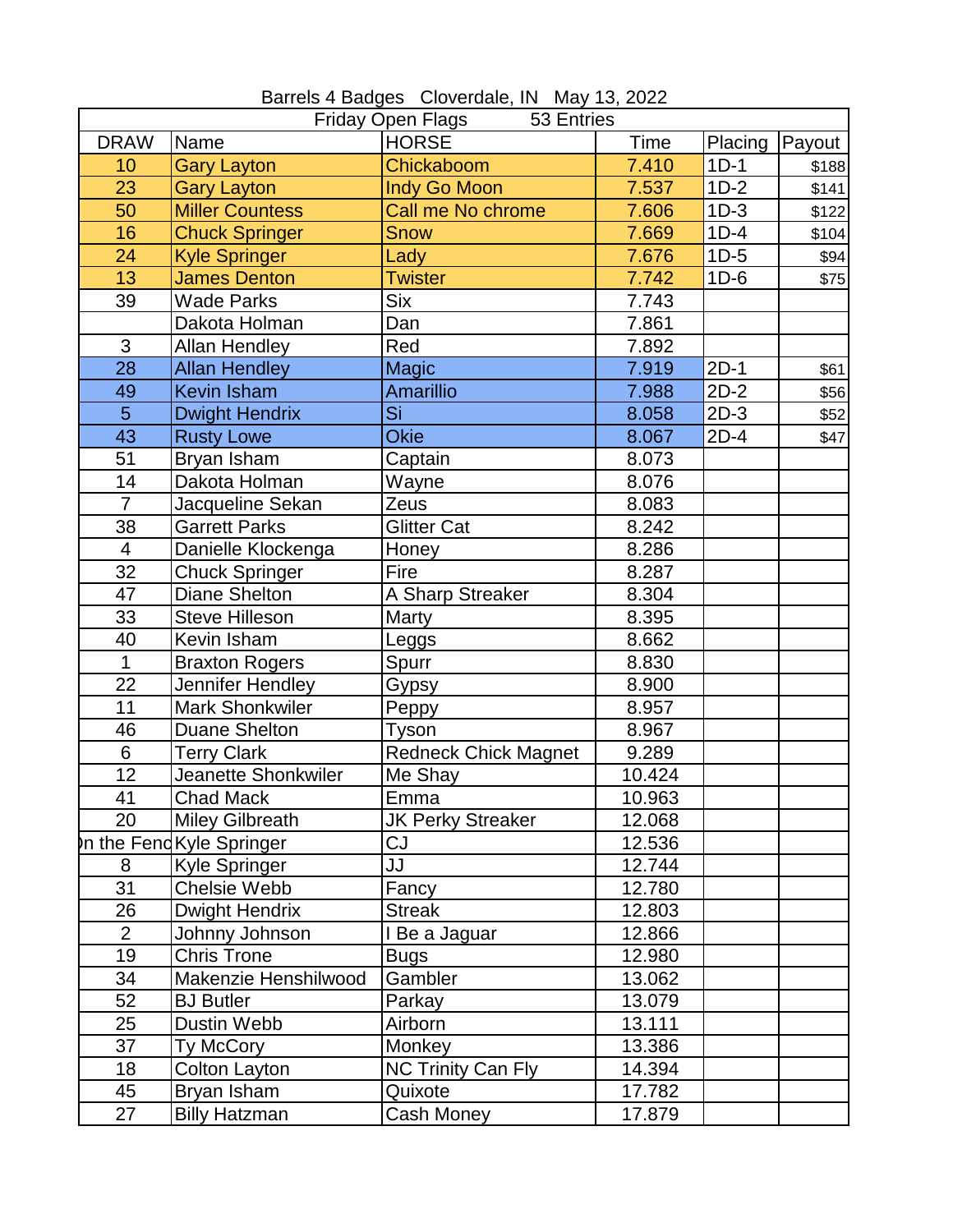Barrels 4 Badges Cloverdale, IN May 13, 2022

Friday Open Flags 53 Entries

| DRAW | Name | HORSE | Time | Placing | Payout |
|---|---|---|---|---|---|
| 10 | Gary Layton | Chickaboom | 7.410 | 1D-1 | $188 |
| 23 | Gary Layton | Indy Go Moon | 7.537 | 1D-2 | $141 |
| 50 | Miller Countess | Call me No chrome | 7.606 | 1D-3 | $122 |
| 16 | Chuck Springer | Snow | 7.669 | 1D-4 | $104 |
| 24 | Kyle Springer | Lady | 7.676 | 1D-5 | $94 |
| 13 | James Denton | Twister | 7.742 | 1D-6 | $75 |
| 39 | Wade Parks | Six | 7.743 | | |
| | Dakota Holman | Dan | 7.861 | | |
| 3 | Allan Hendley | Red | 7.892 | | |
| 28 | Allan Hendley | Magic | 7.919 | 2D-1 | $61 |
| 49 | Kevin Isham | Amarillio | 7.988 | 2D-2 | $56 |
| 5 | Dwight Hendrix | Si | 8.058 | 2D-3 | $52 |
| 43 | Rusty Lowe | Okie | 8.067 | 2D-4 | $47 |
| 51 | Bryan Isham | Captain | 8.073 | | |
| 14 | Dakota Holman | Wayne | 8.076 | | |
| 7 | Jacqueline Sekan | Zeus | 8.083 | | |
| 38 | Garrett Parks | Glitter Cat | 8.242 | | |
| 4 | Danielle Klockenga | Honey | 8.286 | | |
| 32 | Chuck Springer | Fire | 8.287 | | |
| 47 | Diane Shelton | A Sharp Streaker | 8.304 | | |
| 33 | Steve Hilleson | Marty | 8.395 | | |
| 40 | Kevin Isham | Leggs | 8.662 | | |
| 1 | Braxton Rogers | Spurr | 8.830 | | |
| 22 | Jennifer Hendley | Gypsy | 8.900 | | |
| 11 | Mark Shonkwiler | Peppy | 8.957 | | |
| 46 | Duane Shelton | Tyson | 8.967 | | |
| 6 | Terry Clark | Redneck Chick Magnet | 9.289 | | |
| 12 | Jeanette Shonkwiler | Me Shay | 10.424 | | |
| 41 | Chad Mack | Emma | 10.963 | | |
| 20 | Miley Gilbreath | JK Perky Streaker | 12.068 | | |
| On the Fenc | Kyle Springer | CJ | 12.536 | | |
| 8 | Kyle Springer | JJ | 12.744 | | |
| 31 | Chelsie Webb | Fancy | 12.780 | | |
| 26 | Dwight Hendrix | Streak | 12.803 | | |
| 2 | Johnny Johnson | I Be a Jaguar | 12.866 | | |
| 19 | Chris Trone | Bugs | 12.980 | | |
| 34 | Makenzie Henshilwood | Gambler | 13.062 | | |
| 52 | BJ Butler | Parkay | 13.079 | | |
| 25 | Dustin Webb | Airborn | 13.111 | | |
| 37 | Ty McCory | Monkey | 13.386 | | |
| 18 | Colton Layton | NC Trinity Can Fly | 14.394 | | |
| 45 | Bryan Isham | Quixote | 17.782 | | |
| 27 | Billy Hatzman | Cash Money | 17.879 | | |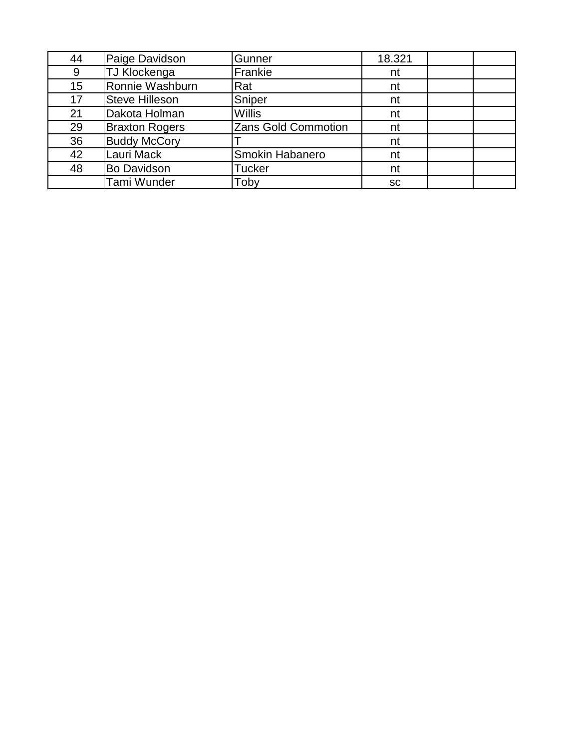| | | | | | |
|---|---|---|---|---|---|
| 44 | Paige Davidson | Gunner | 18.321 | | |
| 9 | TJ Klockenga | Frankie | nt | | |
| 15 | Ronnie Washburn | Rat | nt | | |
| 17 | Steve Hilleson | Sniper | nt | | |
| 21 | Dakota Holman | Willis | nt | | |
| 29 | Braxton Rogers | Zans Gold Commotion | nt | | |
| 36 | Buddy McCory | T | nt | | |
| 42 | Lauri Mack | Smokin Habanero | nt | | |
| 48 | Bo Davidson | Tucker | nt | | |
| | Tami Wunder | Toby | sc | | |